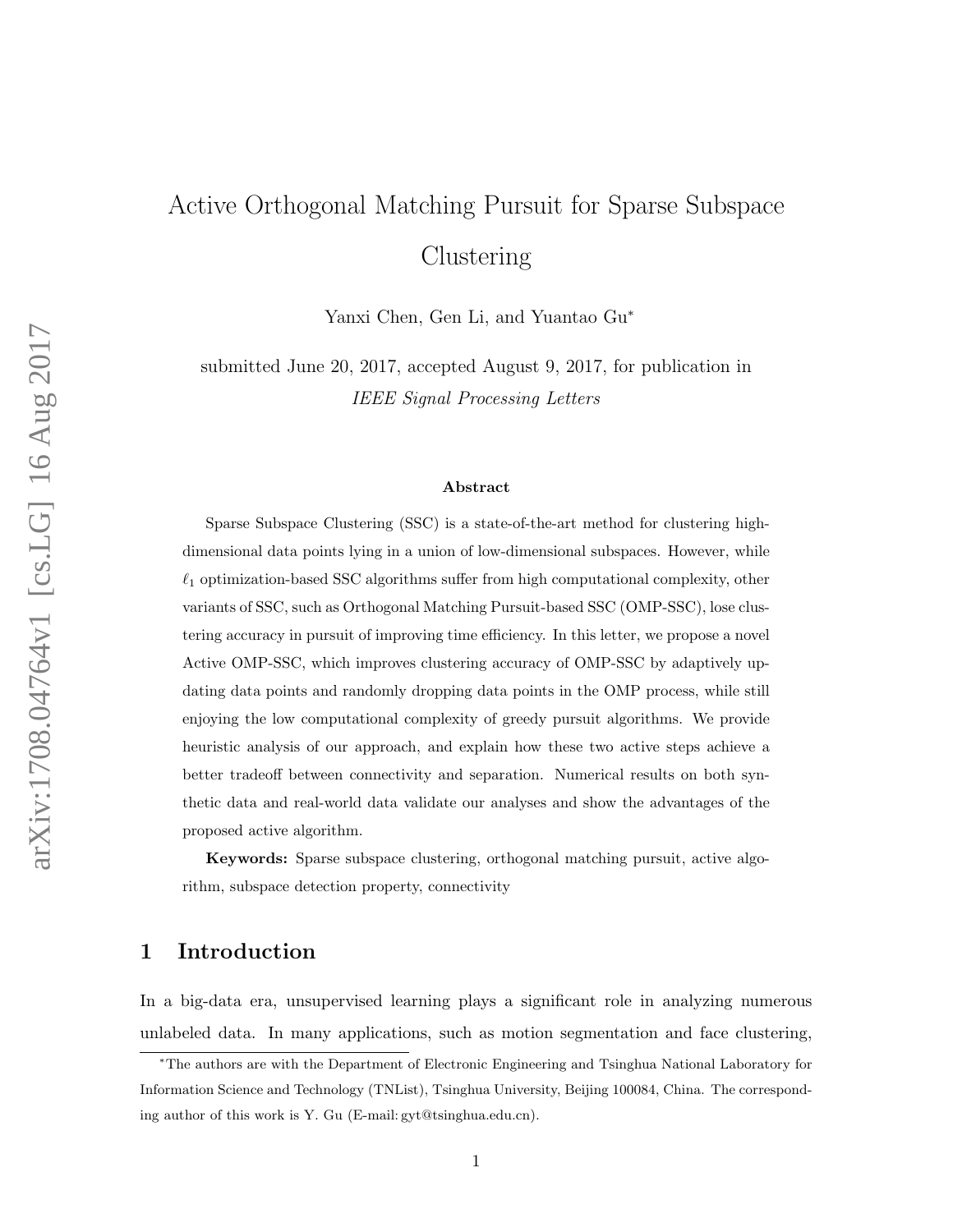# Active Orthogonal Matching Pursuit for Sparse Subspace Clustering

Yanxi Chen, Gen Li, and Yuantao Gu*

submitted June 20, 2017, accepted August 9, 2017, for publication in *IEEE Signal Processing Letters*

### Abstract

Sparse Subspace Clustering (SSC) is a state-of-the-art method for clustering high-dimensional data points lying in a union of low-dimensional subspaces. However, while $\ell_1$ optimization-based SSC algorithms suffer from high computational complexity, other variants of SSC, such as Orthogonal Matching Pursuit-based SSC (OMP-SSC), lose clustering accuracy in pursuit of improving time efficiency. In this letter, we propose a novel Active OMP-SSC, which improves clustering accuracy of OMP-SSC by adaptively updating data points and randomly dropping data points in the OMP process, while still enjoying the low computational complexity of greedy pursuit algorithms. We provide heuristic analysis of our approach, and explain how these two active steps achieve a better tradeoff between connectivity and separation. Numerical results on both synthetic data and real-world data validate our analyses and show the advantages of the proposed active algorithm.

**Keywords:** Sparse subspace clustering, orthogonal matching pursuit, active algorithm, subspace detection property, connectivity

## 1 Introduction

In a big-data era, unsupervised learning plays a significant role in analyzing numerous unlabeled data. In many applications, such as motion segmentation and face clustering,

*The authors are with the Department of Electronic Engineering and Tsinghua National Laboratory for Information Science and Technology (TNList), Tsinghua University, Beijing 100084, China. The corresponding author of this work is Y. Gu (E-mail: gyt@tsinghua.edu.cn).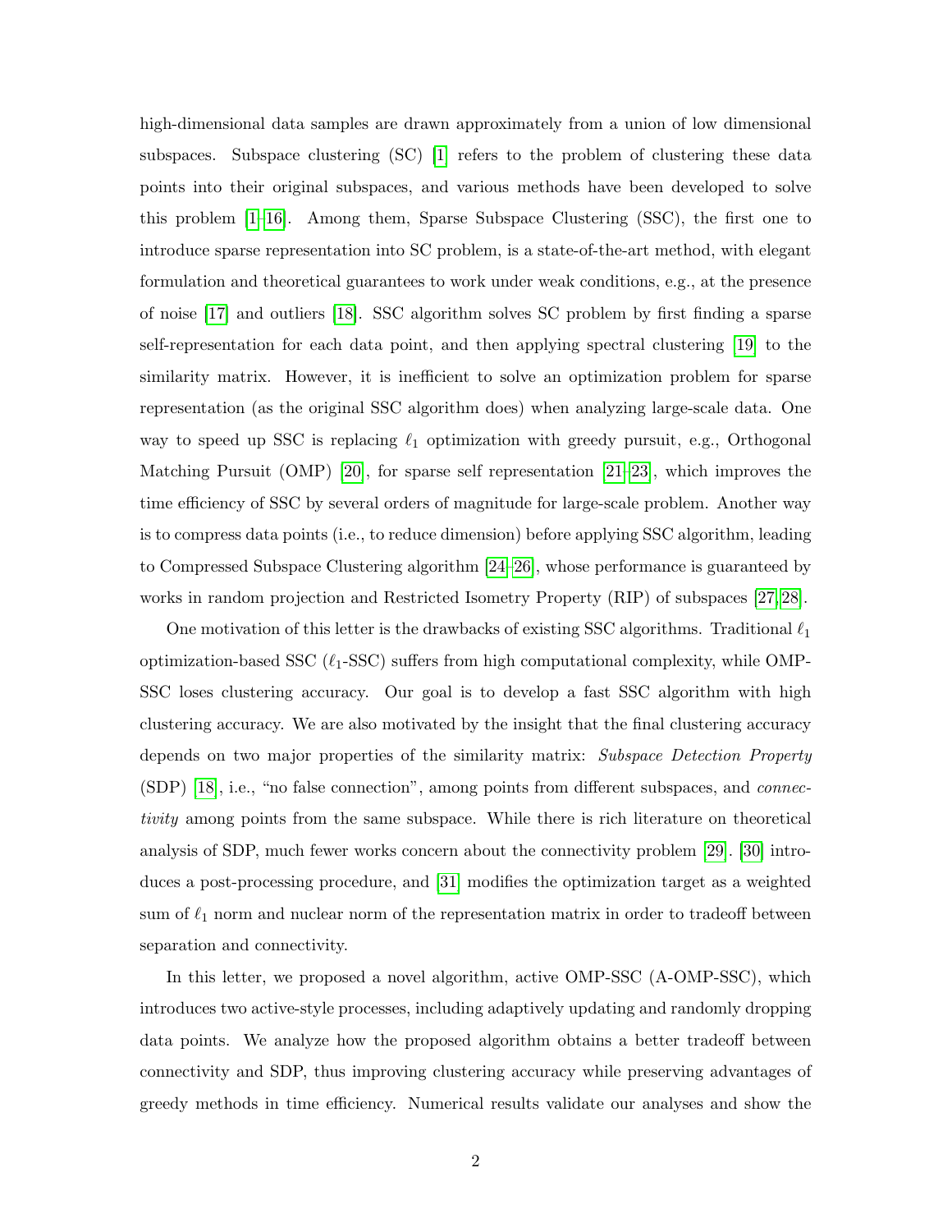high-dimensional data samples are drawn approximately from a union of low dimensional subspaces. Subspace clustering (SC) [1] refers to the problem of clustering these data points into their original subspaces, and various methods have been developed to solve this problem [1–16]. Among them, Sparse Subspace Clustering (SSC), the first one to introduce sparse representation into SC problem, is a state-of-the-art method, with elegant formulation and theoretical guarantees to work under weak conditions, e.g., at the presence of noise [17] and outliers [18]. SSC algorithm solves SC problem by first finding a sparse self-representation for each data point, and then applying spectral clustering [19] to the similarity matrix. However, it is inefficient to solve an optimization problem for sparse representation (as the original SSC algorithm does) when analyzing large-scale data. One way to speed up SSC is replacing $\ell_1$ optimization with greedy pursuit, e.g., Orthogonal Matching Pursuit (OMP) [20], for sparse self representation [21–23], which improves the time efficiency of SSC by several orders of magnitude for large-scale problem. Another way is to compress data points (i.e., to reduce dimension) before applying SSC algorithm, leading to Compressed Subspace Clustering algorithm [24–26], whose performance is guaranteed by works in random projection and Restricted Isometry Property (RIP) of subspaces [27, 28].

One motivation of this letter is the drawbacks of existing SSC algorithms. Traditional $\ell_1$ optimization-based SSC ($\ell_1$-SSC) suffers from high computational complexity, while OMP-SSC loses clustering accuracy. Our goal is to develop a fast SSC algorithm with high clustering accuracy. We are also motivated by the insight that the final clustering accuracy depends on two major properties of the similarity matrix: *Subspace Detection Property* (SDP) [18], i.e., "no false connection", among points from different subspaces, and *connectivity* among points from the same subspace. While there is rich literature on theoretical analysis of SDP, much fewer works concern about the connectivity problem [29]. [30] introduces a post-processing procedure, and [31] modifies the optimization target as a weighted sum of $\ell_1$ norm and nuclear norm of the representation matrix in order to tradeoff between separation and connectivity.

In this letter, we proposed a novel algorithm, active OMP-SSC (A-OMP-SSC), which introduces two active-style processes, including adaptively updating and randomly dropping data points. We analyze how the proposed algorithm obtains a better tradeoff between connectivity and SDP, thus improving clustering accuracy while preserving advantages of greedy methods in time efficiency. Numerical results validate our analyses and show the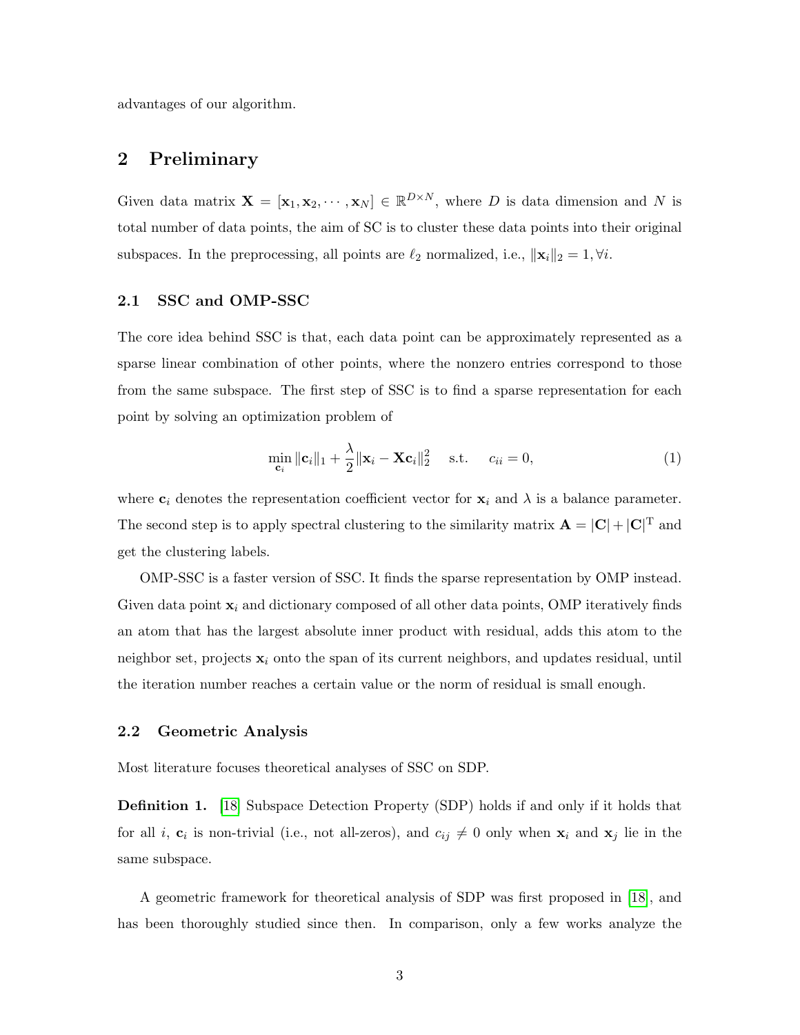advantages of our algorithm.

## 2 Preliminary

Given data matrix $\mathbf{X} = [\mathbf{x}_1, \mathbf{x}_2, \cdots, \mathbf{x}_N] \in \mathbb{R}^{D \times N}$, where $D$ is data dimension and $N$ is total number of data points, the aim of SC is to cluster these data points into their original subspaces. In the preprocessing, all points are $\ell_2$ normalized, i.e., $\|\mathbf{x}_i\|_2 = 1, \forall i$.

### 2.1 SSC and OMP-SSC

The core idea behind SSC is that, each data point can be approximately represented as a sparse linear combination of other points, where the nonzero entries correspond to those from the same subspace. The first step of SSC is to find a sparse representation for each point by solving an optimization problem of

$$\min_{\mathbf{c}_i} \|\mathbf{c}_i\|_1 + \frac{\lambda}{2}\|\mathbf{x}_i - \mathbf{X}\mathbf{c}_i\|_2^2 \quad \text{s.t.} \quad c_{ii} = 0, \tag{1}$$

where $\mathbf{c}_i$ denotes the representation coefficient vector for $\mathbf{x}_i$ and $\lambda$ is a balance parameter. The second step is to apply spectral clustering to the similarity matrix $\mathbf{A} = |\mathbf{C}| + |\mathbf{C}|^{\mathrm{T}}$ and get the clustering labels.

OMP-SSC is a faster version of SSC. It finds the sparse representation by OMP instead. Given data point $\mathbf{x}_i$ and dictionary composed of all other data points, OMP iteratively finds an atom that has the largest absolute inner product with residual, adds this atom to the neighbor set, projects $\mathbf{x}_i$ onto the span of its current neighbors, and updates residual, until the iteration number reaches a certain value or the norm of residual is small enough.

### 2.2 Geometric Analysis

Most literature focuses theoretical analyses of SSC on SDP.

**Definition 1.** [18] Subspace Detection Property (SDP) holds if and only if it holds that for all $i$, $\mathbf{c}_i$ is non-trivial (i.e., not all-zeros), and $c_{ij} \neq 0$ only when $\mathbf{x}_i$ and $\mathbf{x}_j$ lie in the same subspace.

A geometric framework for theoretical analysis of SDP was first proposed in [18], and has been thoroughly studied since then. In comparison, only a few works analyze the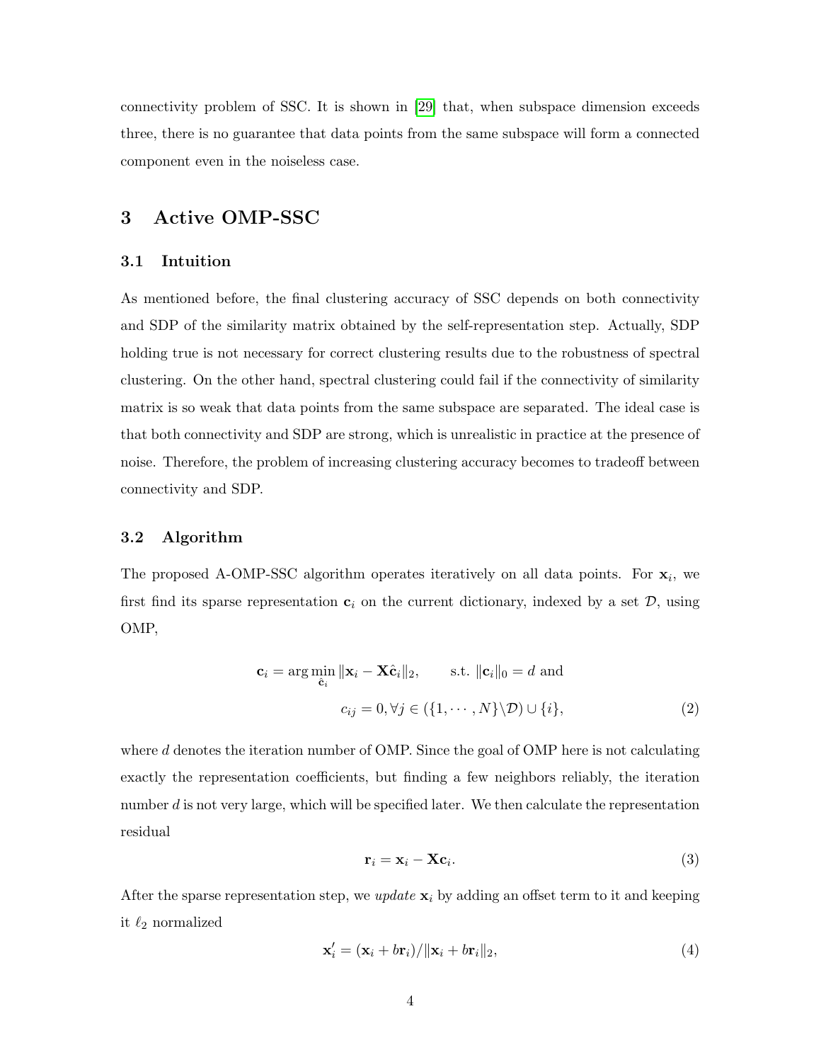connectivity problem of SSC. It is shown in [29] that, when subspace dimension exceeds three, there is no guarantee that data points from the same subspace will form a connected component even in the noiseless case.

## 3 Active OMP-SSC

### 3.1 Intuition

As mentioned before, the final clustering accuracy of SSC depends on both connectivity and SDP of the similarity matrix obtained by the self-representation step. Actually, SDP holding true is not necessary for correct clustering results due to the robustness of spectral clustering. On the other hand, spectral clustering could fail if the connectivity of similarity matrix is so weak that data points from the same subspace are separated. The ideal case is that both connectivity and SDP are strong, which is unrealistic in practice at the presence of noise. Therefore, the problem of increasing clustering accuracy becomes to tradeoff between connectivity and SDP.

### 3.2 Algorithm

The proposed A-OMP-SSC algorithm operates iteratively on all data points. For $\mathbf{x}_i$, we first find its sparse representation $\mathbf{c}_i$ on the current dictionary, indexed by a set $\mathcal{D}$, using OMP,

$$\mathbf{c}_i = \arg\min_{\hat{\mathbf{c}}_i} \|\mathbf{x}_i - \mathbf{X}\hat{\mathbf{c}}_i\|_2, \qquad \text{s.t. } \|\mathbf{c}_i\|_0 = d \text{ and}$$
$$c_{ij} = 0, \forall j \in (\{1, \cdots, N\} \backslash \mathcal{D}) \cup \{i\}, \tag{2}$$

where $d$ denotes the iteration number of OMP. Since the goal of OMP here is not calculating exactly the representation coefficients, but finding a few neighbors reliably, the iteration number $d$ is not very large, which will be specified later. We then calculate the representation residual

$$\mathbf{r}_i = \mathbf{x}_i - \mathbf{X}\mathbf{c}_i. \tag{3}$$

After the sparse representation step, we *update* $\mathbf{x}_i$ by adding an offset term to it and keeping it $\ell_2$ normalized

$$\mathbf{x}_i' = (\mathbf{x}_i + b\mathbf{r}_i)/\|\mathbf{x}_i + b\mathbf{r}_i\|_2, \tag{4}$$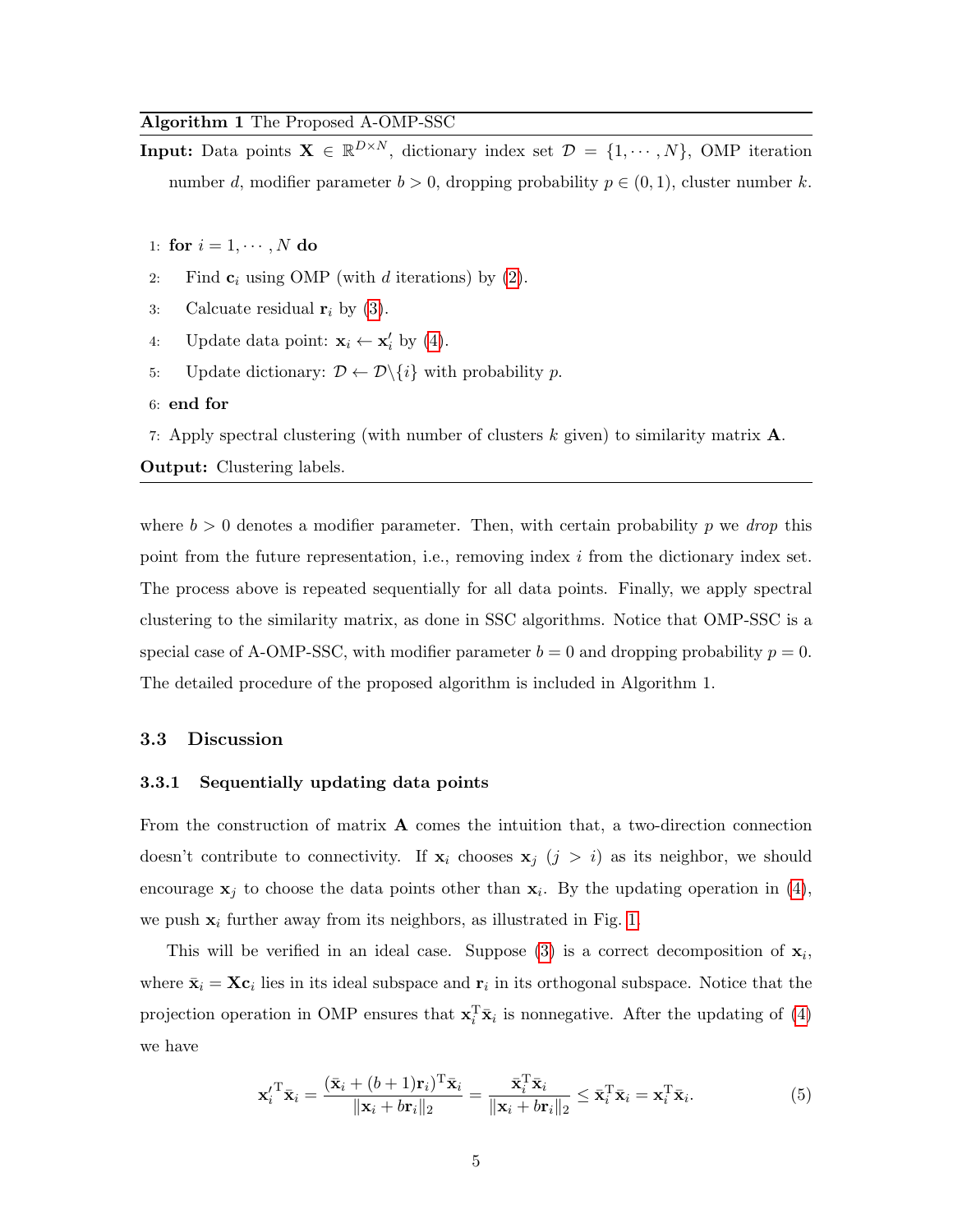**Algorithm 1** The Proposed A-OMP-SSC

**Input:** Data points $\mathbf{X} \in \mathbb{R}^{D \times N}$, dictionary index set $\mathcal{D} = \{1, \cdots, N\}$, OMP iteration number $d$, modifier parameter $b > 0$, dropping probability $p \in (0, 1)$, cluster number $k$.

1: **for** $i = 1, \cdots, N$ **do**

2: Find $\mathbf{c}_i$ using OMP (with $d$ iterations) by (2).

3: Calcuate residual $\mathbf{r}_i$ by (3).

4: Update data point: $\mathbf{x}_i \leftarrow \mathbf{x}'_i$ by (4).

5: Update dictionary: $\mathcal{D} \leftarrow \mathcal{D} \backslash \{i\}$ with probability $p$.

6: **end for**

7: Apply spectral clustering (with number of clusters $k$ given) to similarity matrix $\mathbf{A}$.

**Output:** Clustering labels.

where $b > 0$ denotes a modifier parameter. Then, with certain probability $p$ we *drop* this point from the future representation, i.e., removing index $i$ from the dictionary index set. The process above is repeated sequentially for all data points. Finally, we apply spectral clustering to the similarity matrix, as done in SSC algorithms. Notice that OMP-SSC is a special case of A-OMP-SSC, with modifier parameter $b = 0$ and dropping probability $p = 0$. The detailed procedure of the proposed algorithm is included in Algorithm 1.

### 3.3 Discussion

#### 3.3.1 Sequentially updating data points

From the construction of matrix $\mathbf{A}$ comes the intuition that, a two-direction connection doesn't contribute to connectivity. If $\mathbf{x}_i$ chooses $\mathbf{x}_j$ ($j > i$) as its neighbor, we should encourage $\mathbf{x}_j$ to choose the data points other than $\mathbf{x}_i$. By the updating operation in (4), we push $\mathbf{x}_i$ further away from its neighbors, as illustrated in Fig. 1.

This will be verified in an ideal case. Suppose (3) is a correct decomposition of $\mathbf{x}_i$, where $\bar{\mathbf{x}}_i = \mathbf{X}\mathbf{c}_i$ lies in its ideal subspace and $\mathbf{r}_i$ in its orthogonal subspace. Notice that the projection operation in OMP ensures that $\mathbf{x}_i^{\mathrm{T}} \bar{\mathbf{x}}_i$ is nonnegative. After the updating of (4) we have

$$
{\mathbf{x}'_i}^{\mathrm{T}} \bar{\mathbf{x}}_i = \frac{(\bar{\mathbf{x}}_i + (b+1)\mathbf{r}_i)^{\mathrm{T}} \bar{\mathbf{x}}_i}{\|\mathbf{x}_i + b\mathbf{r}_i\|_2} = \frac{\bar{\mathbf{x}}_i^{\mathrm{T}} \bar{\mathbf{x}}_i}{\|\mathbf{x}_i + b\mathbf{r}_i\|_2} \leq \bar{\mathbf{x}}_i^{\mathrm{T}} \bar{\mathbf{x}}_i = \mathbf{x}_i^{\mathrm{T}} \bar{\mathbf{x}}_i. \tag{5}
$$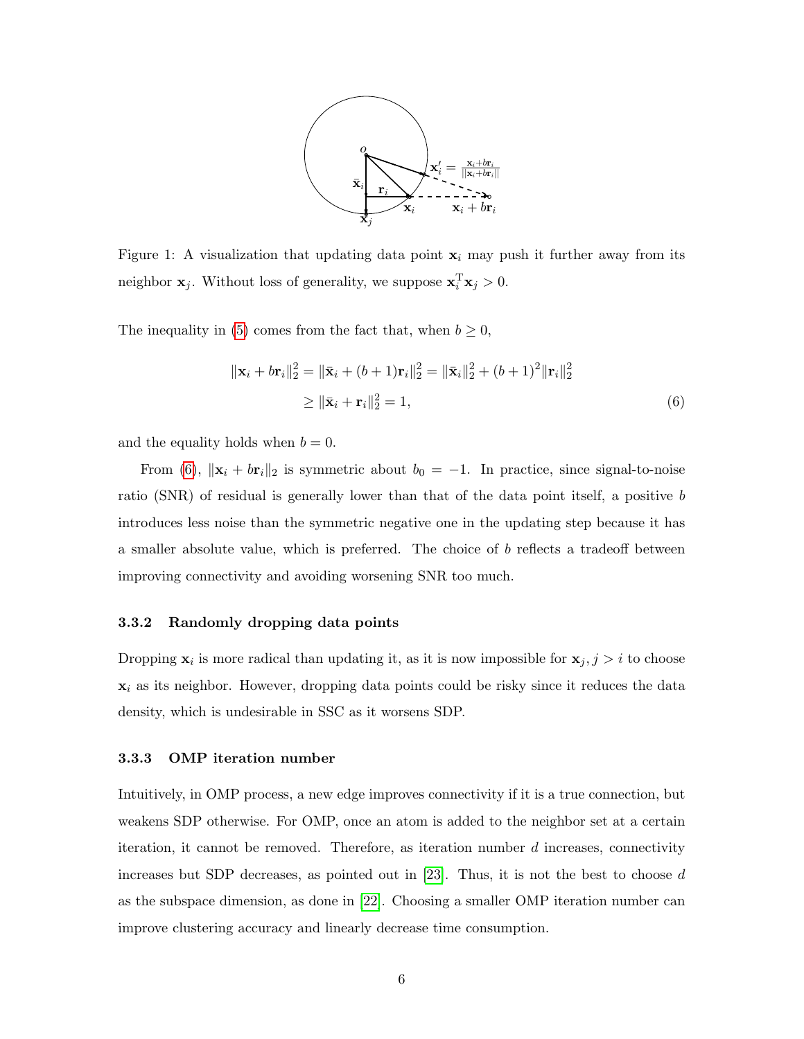Figure 1: A visualization that updating data point $\mathbf{x}_i$ may push it further away from its neighbor $\mathbf{x}_j$. Without loss of generality, we suppose $\mathbf{x}_i^{\mathrm{T}}\mathbf{x}_j > 0$.

The inequality in (5) comes from the fact that, when $b \geq 0$,

$$
\begin{aligned}
\|\mathbf{x}_i + b\mathbf{r}_i\|_2^2 &= \|\bar{\mathbf{x}}_i + (b+1)\mathbf{r}_i\|_2^2 = \|\bar{\mathbf{x}}_i\|_2^2 + (b+1)^2\|\mathbf{r}_i\|_2^2 \\
&\geq \|\bar{\mathbf{x}}_i + \mathbf{r}_i\|_2^2 = 1,
\end{aligned} \tag{6}
$$

and the equality holds when $b = 0$.

From (6), $\|\mathbf{x}_i + b\mathbf{r}_i\|_2$ is symmetric about $b_0 = -1$. In practice, since signal-to-noise ratio (SNR) of residual is generally lower than that of the data point itself, a positive $b$ introduces less noise than the symmetric negative one in the updating step because it has a smaller absolute value, which is preferred. The choice of $b$ reflects a tradeoff between improving connectivity and avoiding worsening SNR too much.

#### 3.3.2 Randomly dropping data points

Dropping $\mathbf{x}_i$ is more radical than updating it, as it is now impossible for $\mathbf{x}_j, j > i$ to choose $\mathbf{x}_i$ as its neighbor. However, dropping data points could be risky since it reduces the data density, which is undesirable in SSC as it worsens SDP.

#### 3.3.3 OMP iteration number

Intuitively, in OMP process, a new edge improves connectivity if it is a true connection, but weakens SDP otherwise. For OMP, once an atom is added to the neighbor set at a certain iteration, it cannot be removed. Therefore, as iteration number $d$ increases, connectivity increases but SDP decreases, as pointed out in [23]. Thus, it is not the best to choose $d$ as the subspace dimension, as done in [22]. Choosing a smaller OMP iteration number can improve clustering accuracy and linearly decrease time consumption.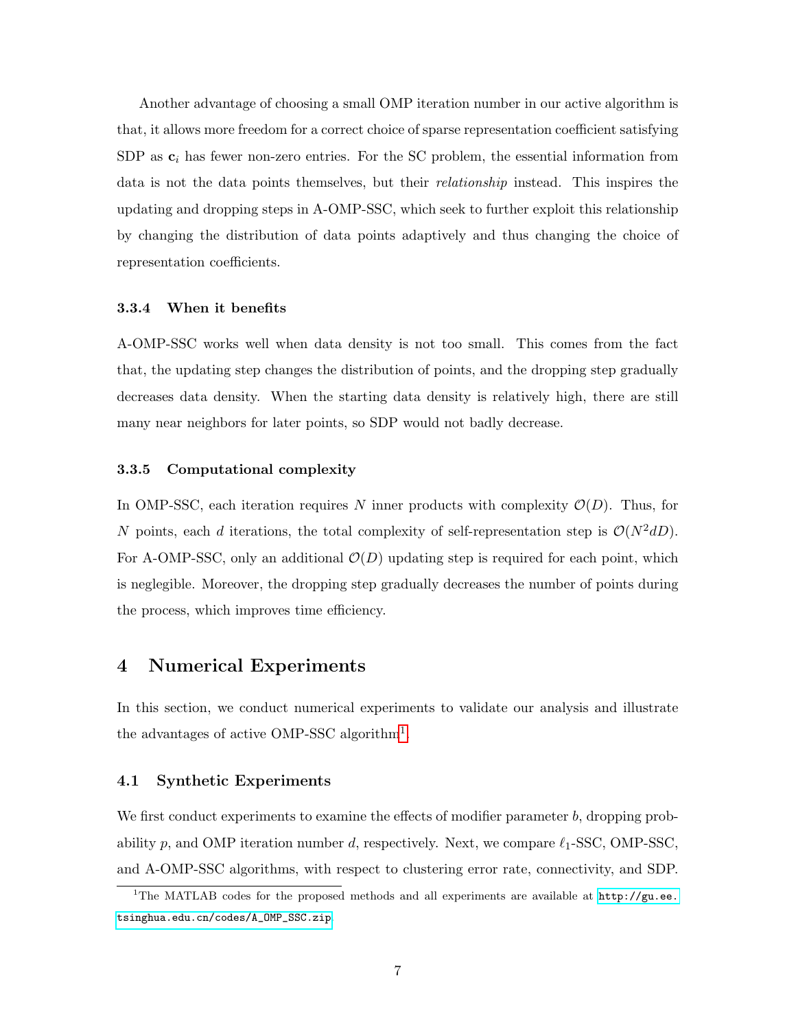Another advantage of choosing a small OMP iteration number in our active algorithm is that, it allows more freedom for a correct choice of sparse representation coefficient satisfying SDP as $\mathbf{c}_i$ has fewer non-zero entries. For the SC problem, the essential information from data is not the data points themselves, but their *relationship* instead. This inspires the updating and dropping steps in A-OMP-SSC, which seek to further exploit this relationship by changing the distribution of data points adaptively and thus changing the choice of representation coefficients.

#### 3.3.4 When it benefits

A-OMP-SSC works well when data density is not too small. This comes from the fact that, the updating step changes the distribution of points, and the dropping step gradually decreases data density. When the starting data density is relatively high, there are still many near neighbors for later points, so SDP would not badly decrease.

#### 3.3.5 Computational complexity

In OMP-SSC, each iteration requires $N$ inner products with complexity $\mathcal{O}(D)$. Thus, for $N$ points, each $d$ iterations, the total complexity of self-representation step is $\mathcal{O}(N^2dD)$. For A-OMP-SSC, only an additional $\mathcal{O}(D)$ updating step is required for each point, which is neglegible. Moreover, the dropping step gradually decreases the number of points during the process, which improves time efficiency.

## 4 Numerical Experiments

In this section, we conduct numerical experiments to validate our analysis and illustrate the advantages of active OMP-SSC algorithm[1].

### 4.1 Synthetic Experiments

We first conduct experiments to examine the effects of modifier parameter $b$, dropping probability $p$, and OMP iteration number $d$, respectively. Next, we compare $\ell_1$-SSC, OMP-SSC, and A-OMP-SSC algorithms, with respect to clustering error rate, connectivity, and SDP.

[1] The MATLAB codes for the proposed methods and all experiments are available at http://gu.ee.tsinghua.edu.cn/codes/A_OMP_SSC.zip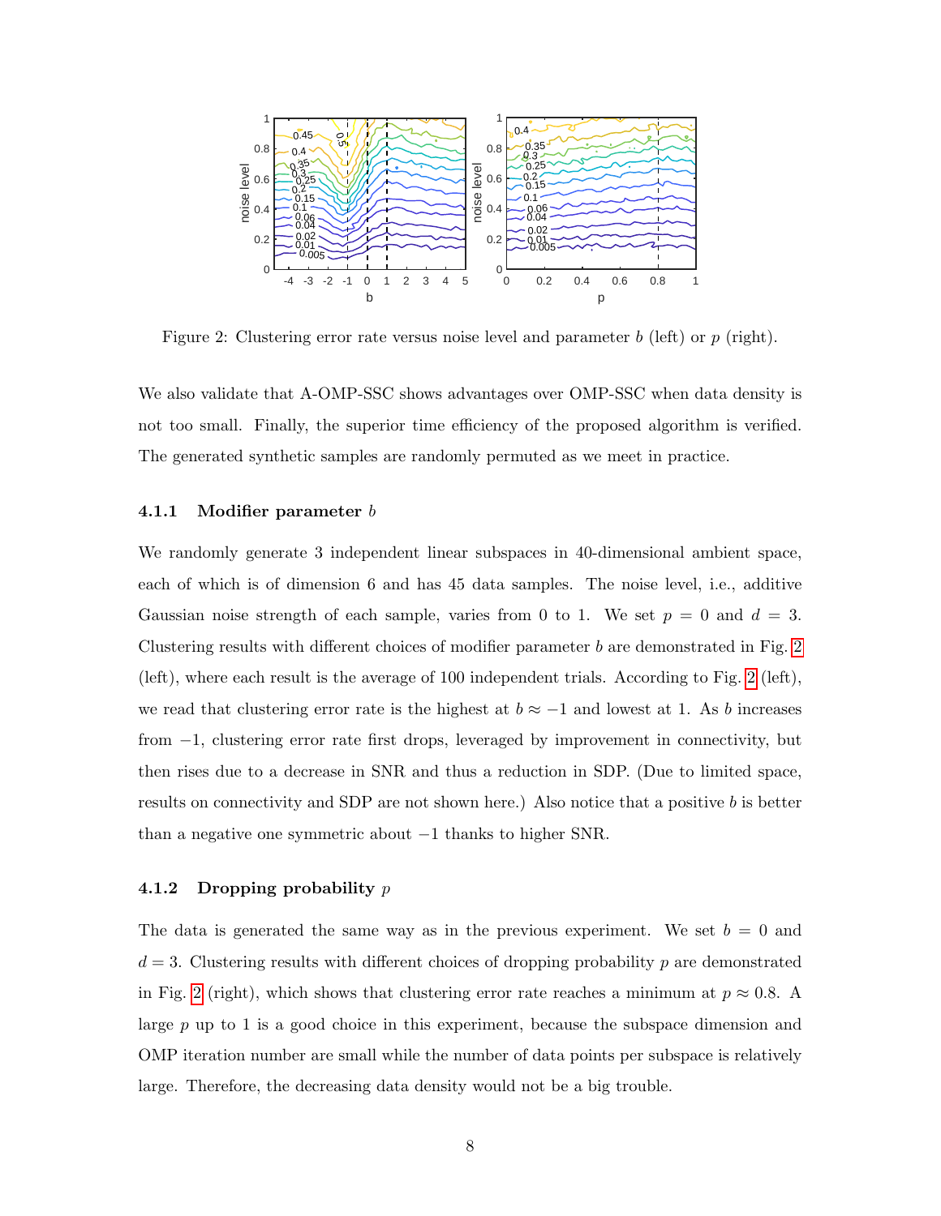Figure 2: Clustering error rate versus noise level and parameter $b$ (left) or $p$ (right).

We also validate that A-OMP-SSC shows advantages over OMP-SSC when data density is not too small. Finally, the superior time efficiency of the proposed algorithm is verified. The generated synthetic samples are randomly permuted as we meet in practice.

#### 4.1.1 Modifier parameter $b$

We randomly generate 3 independent linear subspaces in 40-dimensional ambient space, each of which is of dimension 6 and has 45 data samples. The noise level, i.e., additive Gaussian noise strength of each sample, varies from 0 to 1. We set $p = 0$ and $d = 3$. Clustering results with different choices of modifier parameter $b$ are demonstrated in Fig. 2 (left), where each result is the average of 100 independent trials. According to Fig. 2 (left), we read that clustering error rate is the highest at $b \approx -1$ and lowest at 1. As $b$ increases from $-1$, clustering error rate first drops, leveraged by improvement in connectivity, but then rises due to a decrease in SNR and thus a reduction in SDP. (Due to limited space, results on connectivity and SDP are not shown here.) Also notice that a positive $b$ is better than a negative one symmetric about $-1$ thanks to higher SNR.

#### 4.1.2 Dropping probability $p$

The data is generated the same way as in the previous experiment. We set $b = 0$ and $d = 3$. Clustering results with different choices of dropping probability $p$ are demonstrated in Fig. 2 (right), which shows that clustering error rate reaches a minimum at $p \approx 0.8$. A large $p$ up to 1 is a good choice in this experiment, because the subspace dimension and OMP iteration number are small while the number of data points per subspace is relatively large. Therefore, the decreasing data density would not be a big trouble.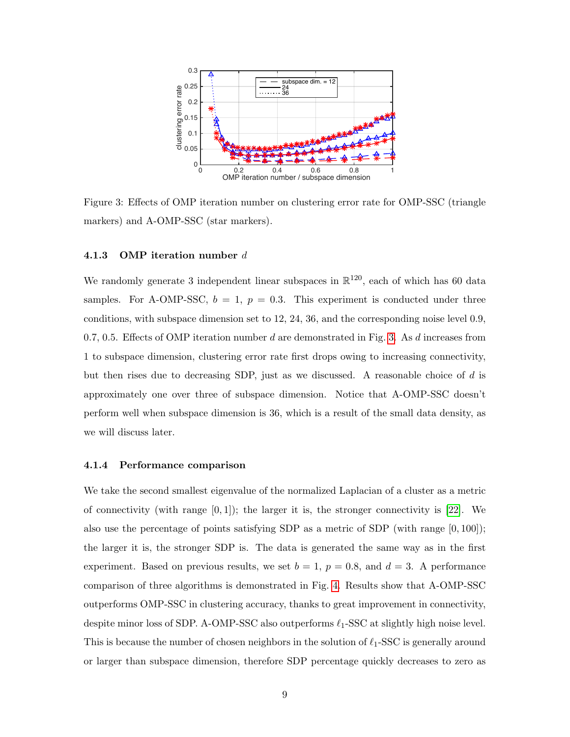Figure 3: Effects of OMP iteration number on clustering error rate for OMP-SSC (triangle markers) and A-OMP-SSC (star markers).

#### 4.1.3 OMP iteration number $d$

We randomly generate 3 independent linear subspaces in $\mathbb{R}^{120}$, each of which has 60 data samples. For A-OMP-SSC, $b = 1$, $p = 0.3$. This experiment is conducted under three conditions, with subspace dimension set to 12, 24, 36, and the corresponding noise level 0.9, 0.7, 0.5. Effects of OMP iteration number $d$ are demonstrated in Fig. 3. As $d$ increases from 1 to subspace dimension, clustering error rate first drops owing to increasing connectivity, but then rises due to decreasing SDP, just as we discussed. A reasonable choice of $d$ is approximately one over three of subspace dimension. Notice that A-OMP-SSC doesn't perform well when subspace dimension is 36, which is a result of the small data density, as we will discuss later.

#### 4.1.4 Performance comparison

We take the second smallest eigenvalue of the normalized Laplacian of a cluster as a metric of connectivity (with range $[0, 1]$); the larger it is, the stronger connectivity is [22]. We also use the percentage of points satisfying SDP as a metric of SDP (with range $[0, 100]$); the larger it is, the stronger SDP is. The data is generated the same way as in the first experiment. Based on previous results, we set $b = 1$, $p = 0.8$, and $d = 3$. A performance comparison of three algorithms is demonstrated in Fig. 4. Results show that A-OMP-SSC outperforms OMP-SSC in clustering accuracy, thanks to great improvement in connectivity, despite minor loss of SDP. A-OMP-SSC also outperforms $\ell_1$-SSC at slightly high noise level. This is because the number of chosen neighbors in the solution of $\ell_1$-SSC is generally around or larger than subspace dimension, therefore SDP percentage quickly decreases to zero as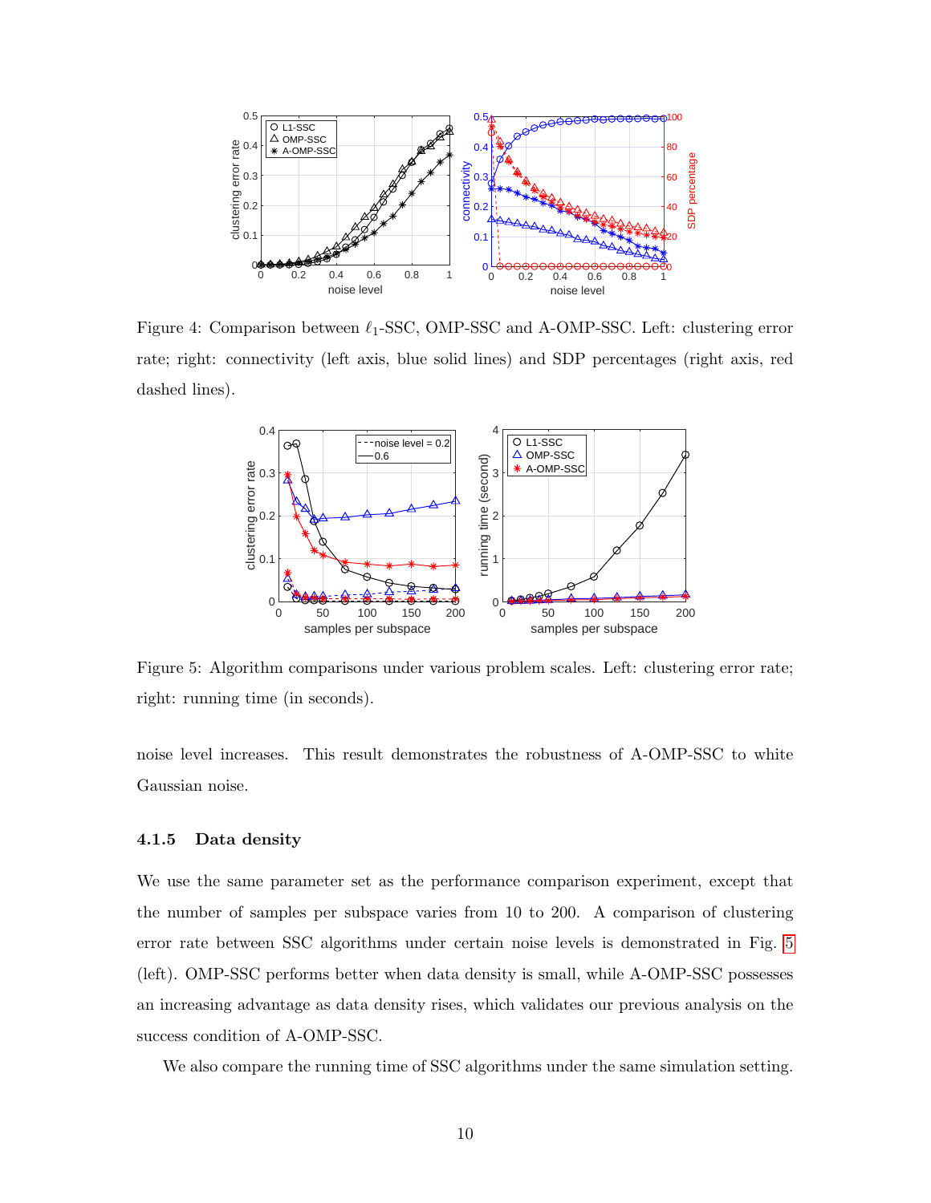Figure 4: Comparison between $\ell_1$-SSC, OMP-SSC and A-OMP-SSC. Left: clustering error rate; right: connectivity (left axis, blue solid lines) and SDP percentages (right axis, red dashed lines).

Figure 5: Algorithm comparisons under various problem scales. Left: clustering error rate; right: running time (in seconds).

noise level increases. This result demonstrates the robustness of A-OMP-SSC to white Gaussian noise.

### 4.1.5 Data density

We use the same parameter set as the performance comparison experiment, except that the number of samples per subspace varies from 10 to 200. A comparison of clustering error rate between SSC algorithms under certain noise levels is demonstrated in Fig. 5 (left). OMP-SSC performs better when data density is small, while A-OMP-SSC possesses an increasing advantage as data density rises, which validates our previous analysis on the success condition of A-OMP-SSC.

We also compare the running time of SSC algorithms under the same simulation setting.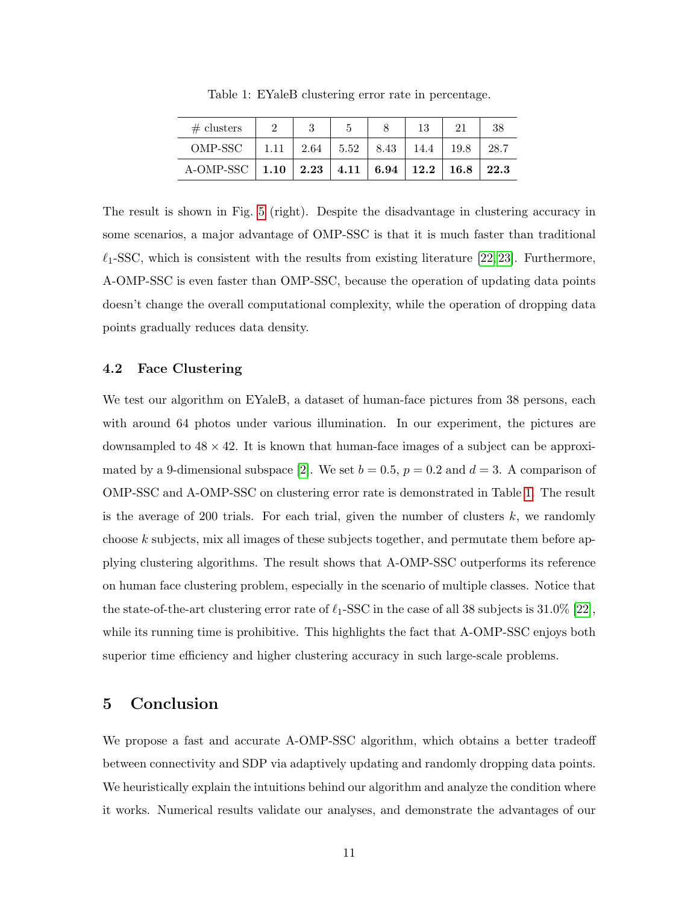Table 1: EYaleB clustering error rate in percentage.

| # clusters | 2 | 3 | 5 | 8 | 13 | 21 | 38 |
|---|---|---|---|---|---|---|---|
| OMP-SSC | 1.11 | 2.64 | 5.52 | 8.43 | 14.4 | 19.8 | 28.7 |
| A-OMP-SSC | **1.10** | **2.23** | **4.11** | **6.94** | **12.2** | **16.8** | **22.3** |

The result is shown in Fig. 5 (right). Despite the disadvantage in clustering accuracy in some scenarios, a major advantage of OMP-SSC is that it is much faster than traditional $\ell_1$-SSC, which is consistent with the results from existing literature [22, 23]. Furthermore, A-OMP-SSC is even faster than OMP-SSC, because the operation of updating data points doesn't change the overall computational complexity, while the operation of dropping data points gradually reduces data density.

### 4.2 Face Clustering

We test our algorithm on EYaleB, a dataset of human-face pictures from 38 persons, each with around 64 photos under various illumination. In our experiment, the pictures are downsampled to $48 \times 42$. It is known that human-face images of a subject can be approximated by a 9-dimensional subspace [2]. We set $b = 0.5$, $p = 0.2$ and $d = 3$. A comparison of OMP-SSC and A-OMP-SSC on clustering error rate is demonstrated in Table 1. The result is the average of 200 trials. For each trial, given the number of clusters $k$, we randomly choose $k$ subjects, mix all images of these subjects together, and permutate them before applying clustering algorithms. The result shows that A-OMP-SSC outperforms its reference on human face clustering problem, especially in the scenario of multiple classes. Notice that the state-of-the-art clustering error rate of $\ell_1$-SSC in the case of all 38 subjects is 31.0% [22], while its running time is prohibitive. This highlights the fact that A-OMP-SSC enjoys both superior time efficiency and higher clustering accuracy in such large-scale problems.

## 5 Conclusion

We propose a fast and accurate A-OMP-SSC algorithm, which obtains a better tradeoff between connectivity and SDP via adaptively updating and randomly dropping data points. We heuristically explain the intuitions behind our algorithm and analyze the condition where it works. Numerical results validate our analyses, and demonstrate the advantages of our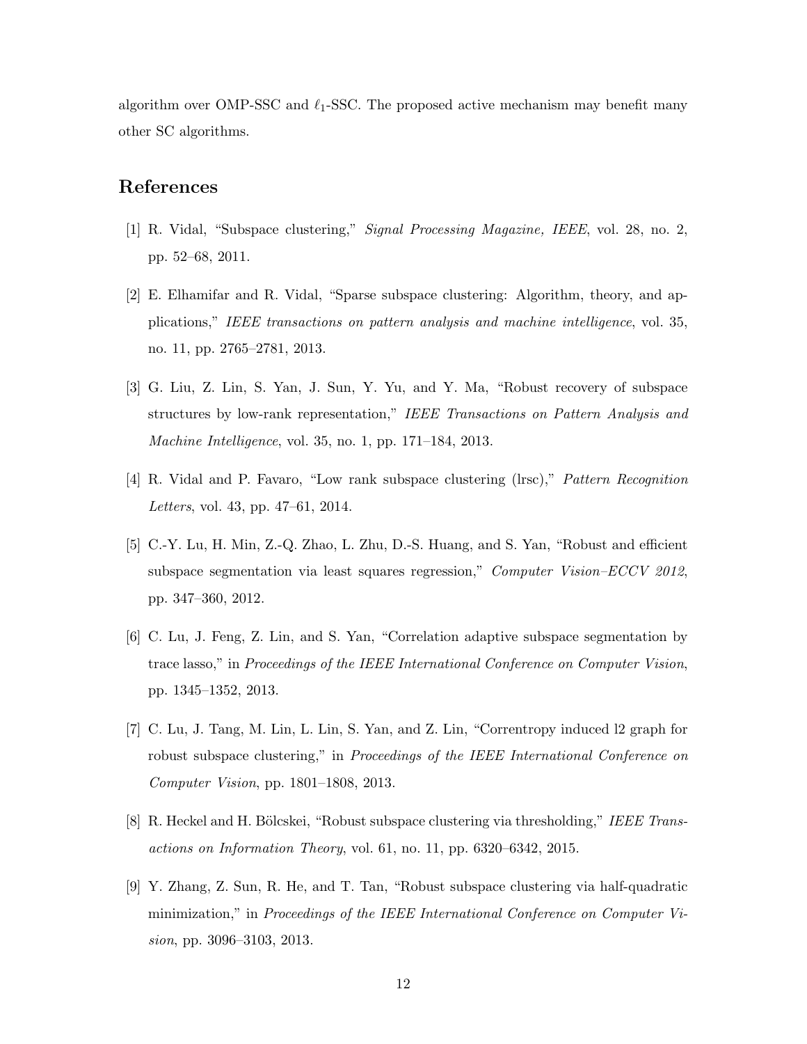algorithm over OMP-SSC and $\ell_1$-SSC. The proposed active mechanism may benefit many other SC algorithms.

## References

[1] R. Vidal, "Subspace clustering," *Signal Processing Magazine, IEEE*, vol. 28, no. 2, pp. 52–68, 2011.

[2] E. Elhamifar and R. Vidal, "Sparse subspace clustering: Algorithm, theory, and applications," *IEEE transactions on pattern analysis and machine intelligence*, vol. 35, no. 11, pp. 2765–2781, 2013.

[3] G. Liu, Z. Lin, S. Yan, J. Sun, Y. Yu, and Y. Ma, "Robust recovery of subspace structures by low-rank representation," *IEEE Transactions on Pattern Analysis and Machine Intelligence*, vol. 35, no. 1, pp. 171–184, 2013.

[4] R. Vidal and P. Favaro, "Low rank subspace clustering (lrsc)," *Pattern Recognition Letters*, vol. 43, pp. 47–61, 2014.

[5] C.-Y. Lu, H. Min, Z.-Q. Zhao, L. Zhu, D.-S. Huang, and S. Yan, "Robust and efficient subspace segmentation via least squares regression," *Computer Vision–ECCV 2012*, pp. 347–360, 2012.

[6] C. Lu, J. Feng, Z. Lin, and S. Yan, "Correlation adaptive subspace segmentation by trace lasso," in *Proceedings of the IEEE International Conference on Computer Vision*, pp. 1345–1352, 2013.

[7] C. Lu, J. Tang, M. Lin, L. Lin, S. Yan, and Z. Lin, "Correntropy induced l2 graph for robust subspace clustering," in *Proceedings of the IEEE International Conference on Computer Vision*, pp. 1801–1808, 2013.

[8] R. Heckel and H. Bölcskei, "Robust subspace clustering via thresholding," *IEEE Transactions on Information Theory*, vol. 61, no. 11, pp. 6320–6342, 2015.

[9] Y. Zhang, Z. Sun, R. He, and T. Tan, "Robust subspace clustering via half-quadratic minimization," in *Proceedings of the IEEE International Conference on Computer Vision*, pp. 3096–3103, 2013.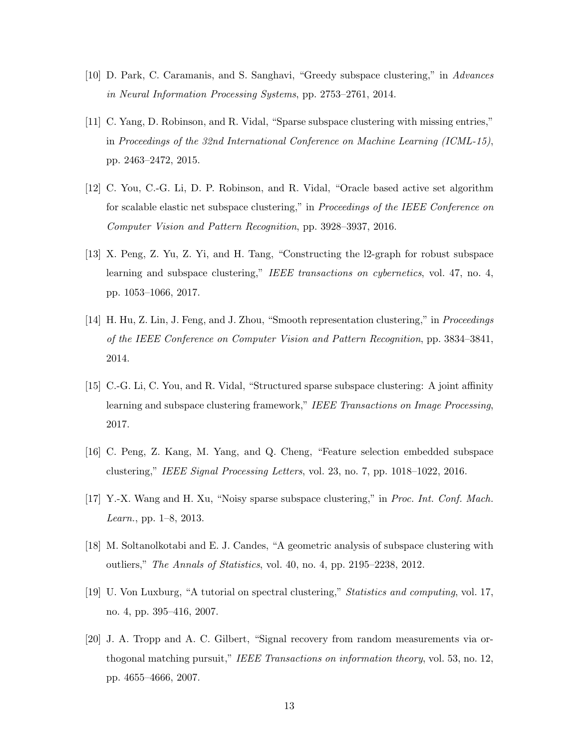[10] D. Park, C. Caramanis, and S. Sanghavi, "Greedy subspace clustering," in *Advances in Neural Information Processing Systems*, pp. 2753–2761, 2014.

[11] C. Yang, D. Robinson, and R. Vidal, "Sparse subspace clustering with missing entries," in *Proceedings of the 32nd International Conference on Machine Learning (ICML-15)*, pp. 2463–2472, 2015.

[12] C. You, C.-G. Li, D. P. Robinson, and R. Vidal, "Oracle based active set algorithm for scalable elastic net subspace clustering," in *Proceedings of the IEEE Conference on Computer Vision and Pattern Recognition*, pp. 3928–3937, 2016.

[13] X. Peng, Z. Yu, Z. Yi, and H. Tang, "Constructing the l2-graph for robust subspace learning and subspace clustering," *IEEE transactions on cybernetics*, vol. 47, no. 4, pp. 1053–1066, 2017.

[14] H. Hu, Z. Lin, J. Feng, and J. Zhou, "Smooth representation clustering," in *Proceedings of the IEEE Conference on Computer Vision and Pattern Recognition*, pp. 3834–3841, 2014.

[15] C.-G. Li, C. You, and R. Vidal, "Structured sparse subspace clustering: A joint affinity learning and subspace clustering framework," *IEEE Transactions on Image Processing*, 2017.

[16] C. Peng, Z. Kang, M. Yang, and Q. Cheng, "Feature selection embedded subspace clustering," *IEEE Signal Processing Letters*, vol. 23, no. 7, pp. 1018–1022, 2016.

[17] Y.-X. Wang and H. Xu, "Noisy sparse subspace clustering," in *Proc. Int. Conf. Mach. Learn.*, pp. 1–8, 2013.

[18] M. Soltanolkotabi and E. J. Candes, "A geometric analysis of subspace clustering with outliers," *The Annals of Statistics*, vol. 40, no. 4, pp. 2195–2238, 2012.

[19] U. Von Luxburg, "A tutorial on spectral clustering," *Statistics and computing*, vol. 17, no. 4, pp. 395–416, 2007.

[20] J. A. Tropp and A. C. Gilbert, "Signal recovery from random measurements via orthogonal matching pursuit," *IEEE Transactions on information theory*, vol. 53, no. 12, pp. 4655–4666, 2007.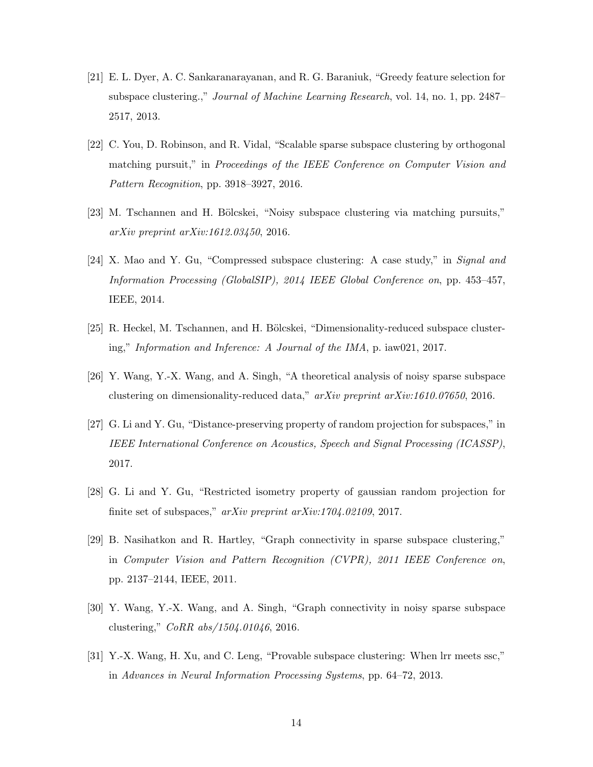[21] E. L. Dyer, A. C. Sankaranarayanan, and R. G. Baraniuk, "Greedy feature selection for subspace clustering.," *Journal of Machine Learning Research*, vol. 14, no. 1, pp. 2487–2517, 2013.

[22] C. You, D. Robinson, and R. Vidal, "Scalable sparse subspace clustering by orthogonal matching pursuit," in *Proceedings of the IEEE Conference on Computer Vision and Pattern Recognition*, pp. 3918–3927, 2016.

[23] M. Tschannen and H. Bölcskei, "Noisy subspace clustering via matching pursuits," *arXiv preprint arXiv:1612.03450*, 2016.

[24] X. Mao and Y. Gu, "Compressed subspace clustering: A case study," in *Signal and Information Processing (GlobalSIP), 2014 IEEE Global Conference on*, pp. 453–457, IEEE, 2014.

[25] R. Heckel, M. Tschannen, and H. Bölcskei, "Dimensionality-reduced subspace clustering," *Information and Inference: A Journal of the IMA*, p. iaw021, 2017.

[26] Y. Wang, Y.-X. Wang, and A. Singh, "A theoretical analysis of noisy sparse subspace clustering on dimensionality-reduced data," *arXiv preprint arXiv:1610.07650*, 2016.

[27] G. Li and Y. Gu, "Distance-preserving property of random projection for subspaces," in *IEEE International Conference on Acoustics, Speech and Signal Processing (ICASSP)*, 2017.

[28] G. Li and Y. Gu, "Restricted isometry property of gaussian random projection for finite set of subspaces," *arXiv preprint arXiv:1704.02109*, 2017.

[29] B. Nasihatkon and R. Hartley, "Graph connectivity in sparse subspace clustering," in *Computer Vision and Pattern Recognition (CVPR), 2011 IEEE Conference on*, pp. 2137–2144, IEEE, 2011.

[30] Y. Wang, Y.-X. Wang, and A. Singh, "Graph connectivity in noisy sparse subspace clustering," *CoRR abs/1504.01046*, 2016.

[31] Y.-X. Wang, H. Xu, and C. Leng, "Provable subspace clustering: When lrr meets ssc," in *Advances in Neural Information Processing Systems*, pp. 64–72, 2013.